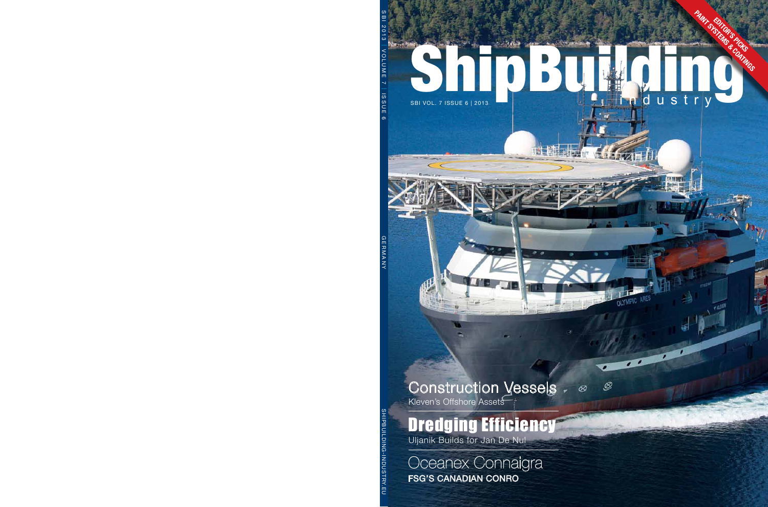# ShipBuilding industry

SBI VOL. 7 ISSUE 6 | 2013

EDITOR'S PICKS
PAINT SYSTEMS & COATINGS

SBI 2013 | VOLUME 7 | ISSUE 6

GERMANY

SHIPBUILDING-INDUSTRY.EU

## Construction Vessels

Kleven's Offshore Assets

## Dredging Efficiency

Uljanik Builds for Jan De Nul

## Oceanex Connaigra

**FSG'S CANADIAN CONRO**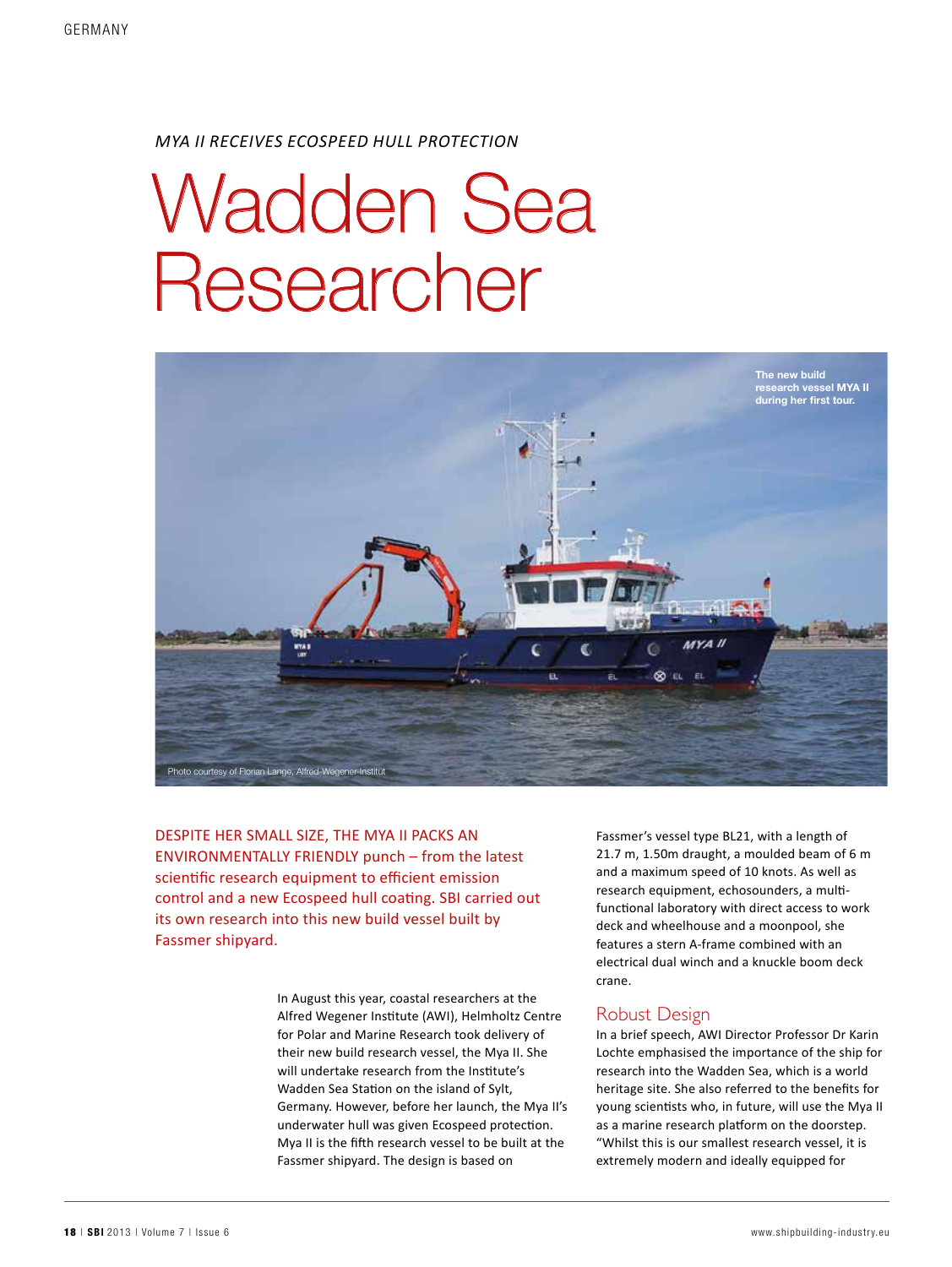*MYA II RECEIVES ECOSPEED HULL PROTECTION*

# Wadden Sea Researcher

The new build research vessel MYA II during her first tour.

Photo courtesy of Florian Lange, Alfred-Wegener-Institut

DESPITE HER SMALL SIZE, THE MYA II PACKS AN ENVIRONMENTALLY FRIENDLY punch – from the latest scientific research equipment to efficient emission control and a new Ecospeed hull coating. SBI carried out its own research into this new build vessel built by Fassmer shipyard.

In August this year, coastal researchers at the Alfred Wegener Institute (AWI), Helmholtz Centre for Polar and Marine Research took delivery of their new build research vessel, the Mya II. She will undertake research from the Institute's Wadden Sea Station on the island of Sylt, Germany. However, before her launch, the Mya II's underwater hull was given Ecospeed protection. Mya II is the fifth research vessel to be built at the Fassmer shipyard. The design is based on Fassmer's vessel type BL21, with a length of 21.7 m, 1.50m draught, a moulded beam of 6 m and a maximum speed of 10 knots. As well as research equipment, echosounders, a multi-functional laboratory with direct access to work deck and wheelhouse and a moonpool, she features a stern A-frame combined with an electrical dual winch and a knuckle boom deck crane.

## Robust Design

In a brief speech, AWI Director Professor Dr Karin Lochte emphasised the importance of the ship for research into the Wadden Sea, which is a world heritage site. She also referred to the benefits for young scientists who, in future, will use the Mya II as a marine research platform on the doorstep. "Whilst this is our smallest research vessel, it is extremely modern and ideally equipped for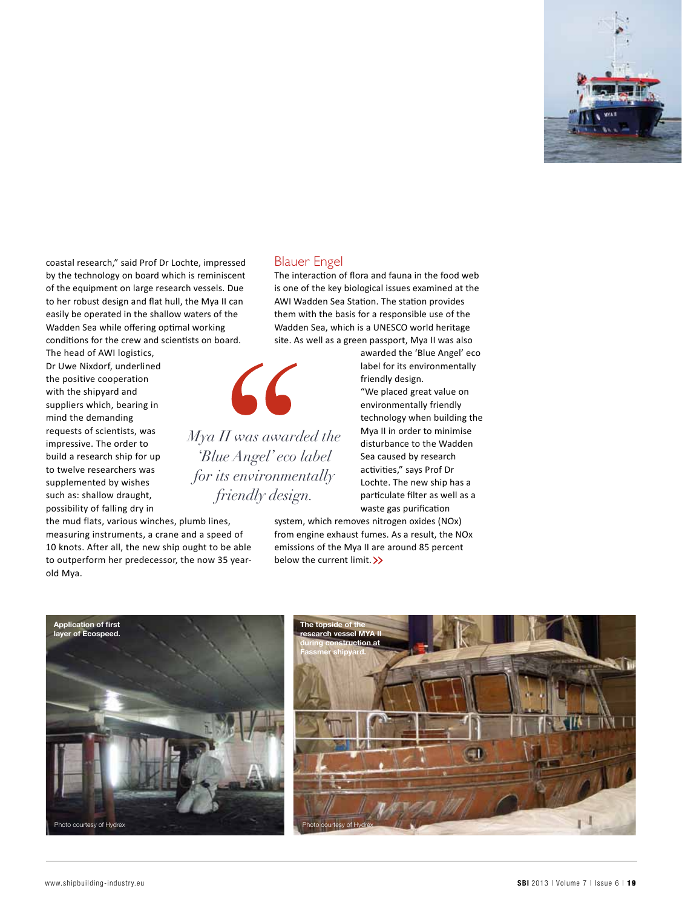coastal research," said Prof Dr Lochte, impressed by the technology on board which is reminiscent of the equipment on large research vessels. Due to her robust design and flat hull, the Mya II can easily be operated in the shallow waters of the Wadden Sea while offering optimal working conditions for the crew and scientists on board. The head of AWI logistics, Dr Uwe Nixdorf, underlined the positive cooperation with the shipyard and suppliers which, bearing in mind the demanding requests of scientists, was impressive. The order to build a research ship for up to twelve researchers was supplemented by wishes such as: shallow draught, possibility of falling dry in the mud flats, various winches, plumb lines, measuring instruments, a crane and a speed of 10 knots. After all, the new ship ought to be able to outperform her predecessor, the now 35 year-old Mya.

> *Mya II was awarded the 'Blue Angel' eco label for its environmentally friendly design.*

## Blauer Engel

The interaction of flora and fauna in the food web is one of the key biological issues examined at the AWI Wadden Sea Station. The station provides them with the basis for a responsible use of the Wadden Sea, which is a UNESCO world heritage site. As well as a green passport, Mya II was also awarded the 'Blue Angel' eco label for its environmentally friendly design.

"We placed great value on environmentally friendly technology when building the Mya II in order to minimise disturbance to the Wadden Sea caused by research activities," says Prof Dr Lochte. The new ship has a particulate filter as well as a waste gas purification system, which removes nitrogen oxides ($NO_x$) from engine exhaust fumes. As a result, the $NO_x$ emissions of the Mya II are around 85 percent below the current limit. >>

Application of first layer of Ecospeed.

Photo courtesy of Hydrex

The topside of the research vessel MYA II during construction at Fassmer shipyard.

Photo courtesy of Hydrex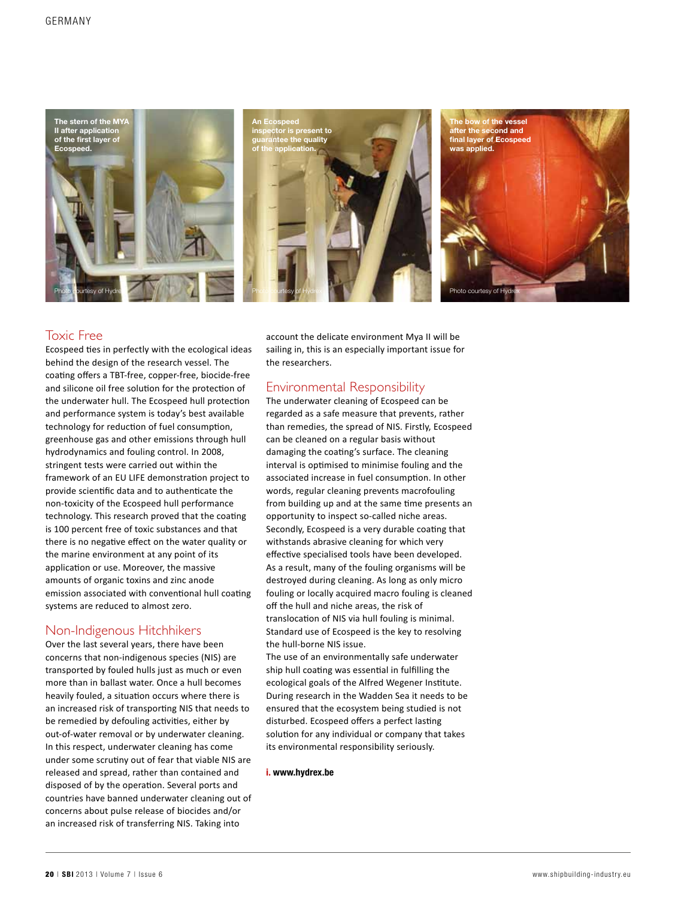The stern of the MYA II after application of the first layer of Ecospeed.

Photo courtesy of Hydrex

An Ecospeed inspector is present to guarantee the quality of the application.

Photo courtesy of Hydrex

The bow of the vessel after the second and final layer of Ecospeed was applied.

Photo courtesy of Hydrex

## Toxic Free

Ecospeed ties in perfectly with the ecological ideas behind the design of the research vessel. The coating offers a TBT-free, copper-free, biocide-free and silicone oil free solution for the protection of the underwater hull. The Ecospeed hull protection and performance system is today's best available technology for reduction of fuel consumption, greenhouse gas and other emissions through hull hydrodynamics and fouling control. In 2008, stringent tests were carried out within the framework of an EU LIFE demonstration project to provide scientific data and to authenticate the non-toxicity of the Ecospeed hull performance technology. This research proved that the coating is 100 percent free of toxic substances and that there is no negative effect on the water quality or the marine environment at any point of its application or use. Moreover, the massive amounts of organic toxins and zinc anode emission associated with conventional hull coating systems are reduced to almost zero.

## Non-Indigenous Hitchhikers

Over the last several years, there have been concerns that non-indigenous species (NIS) are transported by fouled hulls just as much or even more than in ballast water. Once a hull becomes heavily fouled, a situation occurs where there is an increased risk of transporting NIS that needs to be remedied by defouling activities, either by out-of-water removal or by underwater cleaning. In this respect, underwater cleaning has come under some scrutiny out of fear that viable NIS are released and spread, rather than contained and disposed of by the operation. Several ports and countries have banned underwater cleaning out of concerns about pulse release of biocides and/or an increased risk of transferring NIS. Taking into account the delicate environment Mya II will be sailing in, this is an especially important issue for the researchers.

## Environmental Responsibility

The underwater cleaning of Ecospeed can be regarded as a safe measure that prevents, rather than remedies, the spread of NIS. Firstly, Ecospeed can be cleaned on a regular basis without damaging the coating's surface. The cleaning interval is optimised to minimise fouling and the associated increase in fuel consumption. In other words, regular cleaning prevents macrofouling from building up and at the same time presents an opportunity to inspect so-called niche areas. Secondly, Ecospeed is a very durable coating that withstands abrasive cleaning for which very effective specialised tools have been developed. As a result, many of the fouling organisms will be destroyed during cleaning. As long as only micro fouling or locally acquired macro fouling is cleaned off the hull and niche areas, the risk of translocation of NIS via hull fouling is minimal. Standard use of Ecospeed is the key to resolving the hull-borne NIS issue.

The use of an environmentally safe underwater ship hull coating was essential in fulfilling the ecological goals of the Alfred Wegener Institute. During research in the Wadden Sea it needs to be ensured that the ecosystem being studied is not disturbed. Ecospeed offers a perfect lasting solution for any individual or company that takes its environmental responsibility seriously.

**i. www.hydrex.be**